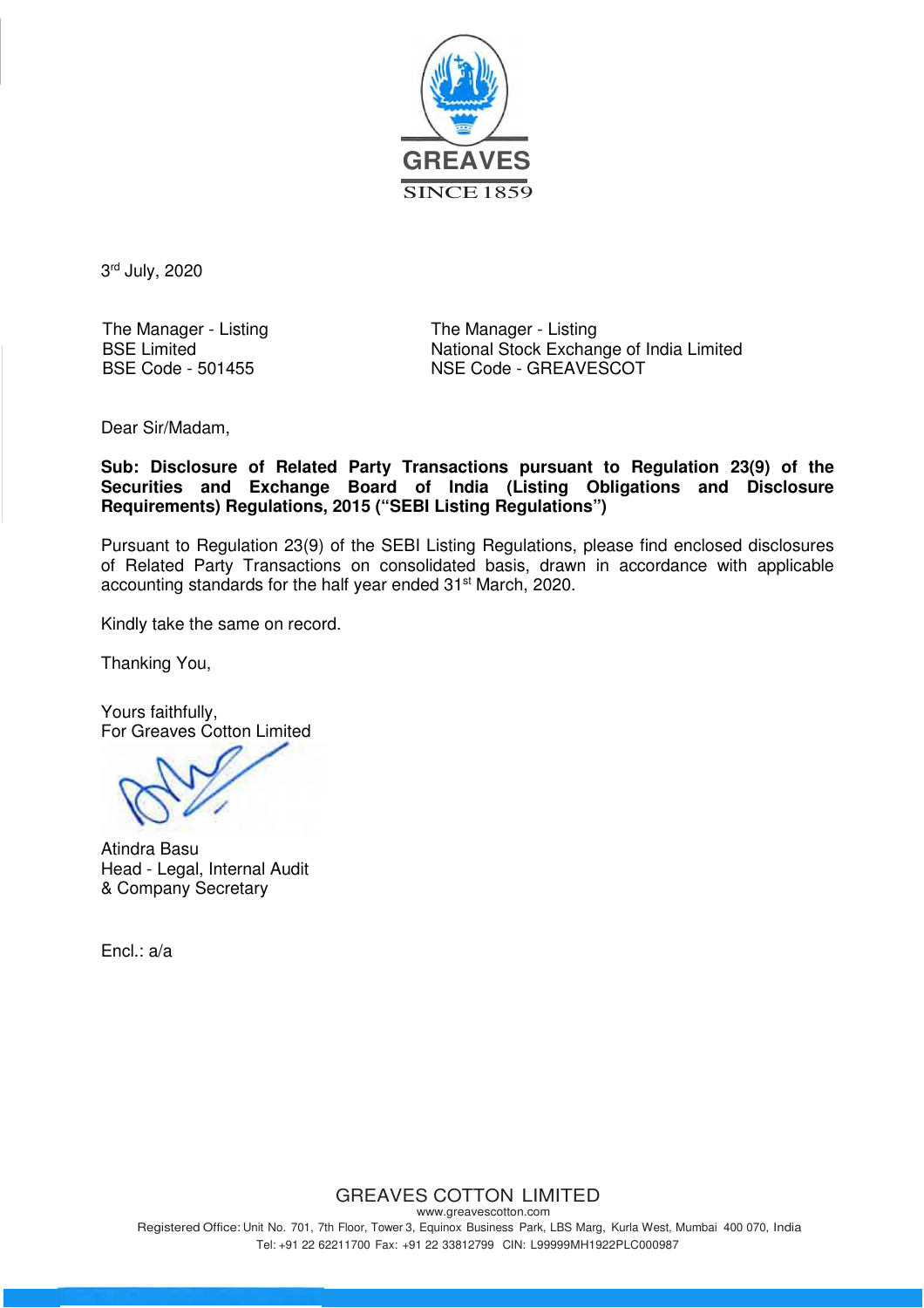GREAVES

SINCE 1859

3rd July, 2020

| The Manager - Listing | The Manager - Listing |
|---|---|
| BSE Limited | National Stock Exchange of India Limited |
| BSE Code - 501455 | NSE Code - GREAVESCOT |

Dear Sir/Madam,

**Sub: Disclosure of Related Party Transactions pursuant to Regulation 23(9) of the Securities and Exchange Board of India (Listing Obligations and Disclosure Requirements) Regulations, 2015 ("SEBI Listing Regulations")**

Pursuant to Regulation 23(9) of the SEBI Listing Regulations, please find enclosed disclosures of Related Party Transactions on consolidated basis, drawn in accordance with applicable accounting standards for the half year ended 31st March, 2020.

Kindly take the same on record.

Thanking You,

Yours faithfully,
For Greaves Cotton Limited

Atindra Basu
Head - Legal, Internal Audit
& Company Secretary

Encl.: a/a

GREAVES COTTON LIMITED
www.greavescotton.com
Registered Office: Unit No. 701, 7th Floor, Tower 3, Equinox Business Park, LBS Marg, Kurla West, Mumbai 400 070, India
Tel: +91 22 62211700 Fax: +91 22 33812799 CIN: L99999MH1922PLC000987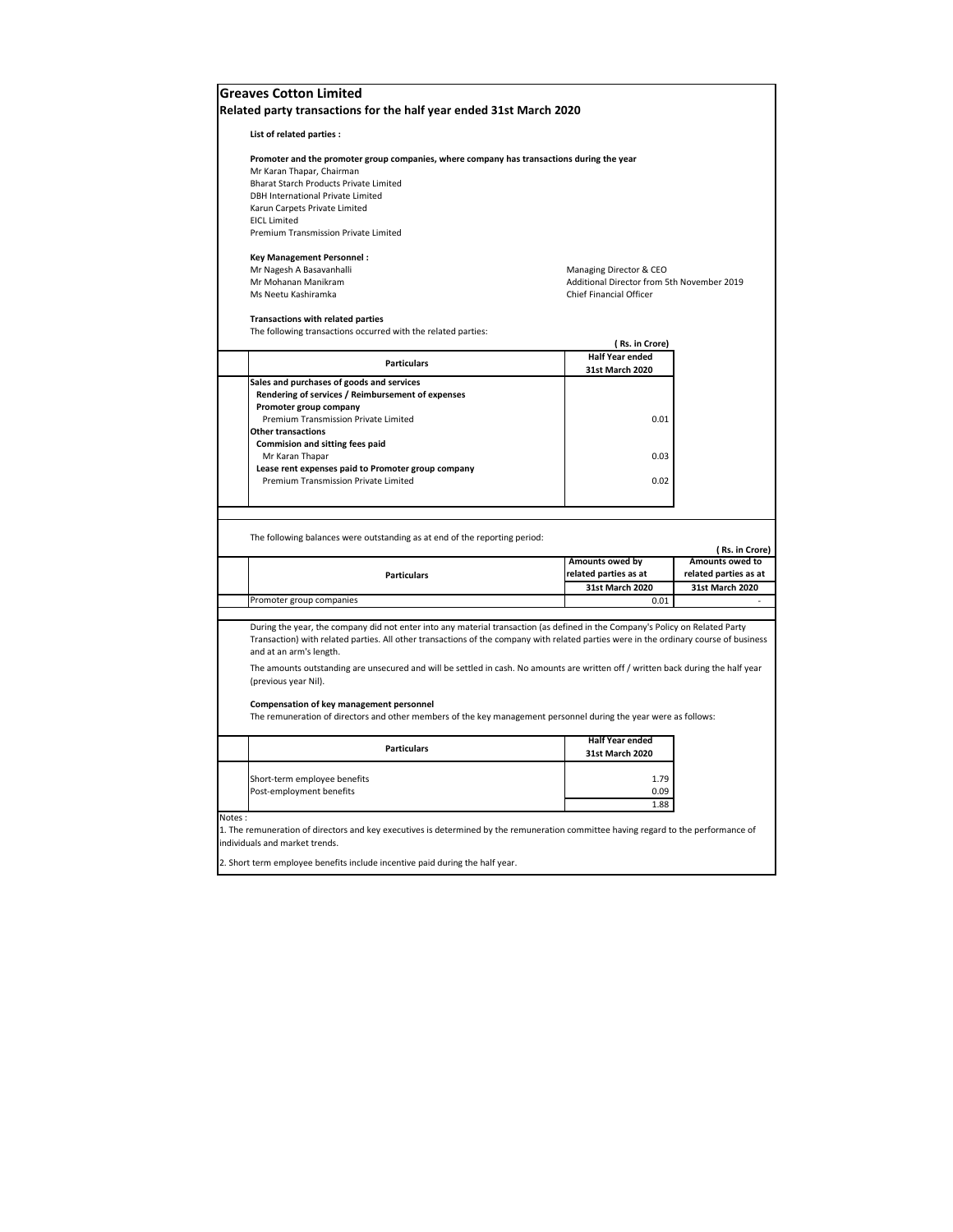# Greaves Cotton Limited

## Related party transactions for the half year ended 31st March 2020

**List of related parties :**

**Promoter and the promoter group companies, where company has transactions during the year**

Mr Karan Thapar, Chairman
Bharat Starch Products Private Limited
DBH International Private Limited
Karun Carpets Private Limited
EICL Limited
Premium Transmission Private Limited

**Key Management Personnel :**

| | |
|---|---|
| Mr Nagesh A Basavanhalli | Managing Director & CEO |
| Mr Mohanan Manikram | Additional Director from 5th November 2019 |
| Ms Neetu Kashiramka | Chief Financial Officer |

**Transactions with related parties**

The following transactions occurred with the related parties:

( Rs. in Crore)

| Particulars | Half Year ended 31st March 2020 |
|---|---|
| **Sales and purchases of goods and services** | |
| **Rendering of services / Reimbursement of expenses** | |
| **Promoter group company** | |
| Premium Transmission Private Limited | 0.01 |
| **Other transactions** | |
| **Commision and sitting fees paid** | |
| Mr Karan Thapar | 0.03 |
| **Lease rent expenses paid to Promoter group company** | |
| Premium Transmission Private Limited | 0.02 |

The following balances were outstanding as at end of the reporting period:

( Rs. in Crore)

| Particulars | Amounts owed by related parties as at 31st March 2020 | Amounts owed to related parties as at 31st March 2020 |
|---|---|---|
| Promoter group companies | 0.01 | - |

During the year, the company did not enter into any material transaction (as defined in the Company's Policy on Related Party Transaction) with related parties. All other transactions of the company with related parties were in the ordinary course of business and at an arm's length.

The amounts outstanding are unsecured and will be settled in cash. No amounts are written off / written back during the half year (previous year Nil).

**Compensation of key management personnel**

The remuneration of directors and other members of the key management personnel during the year were as follows:

| Particulars | Half Year ended 31st March 2020 |
|---|---|
| Short-term employee benefits | 1.79 |
| Post-employment benefits | 0.09 |
| | 1.88 |

Notes :

1. The remuneration of directors and key executives is determined by the remuneration committee having regard to the performance of individuals and market trends.

2. Short term employee benefits include incentive paid during the half year.